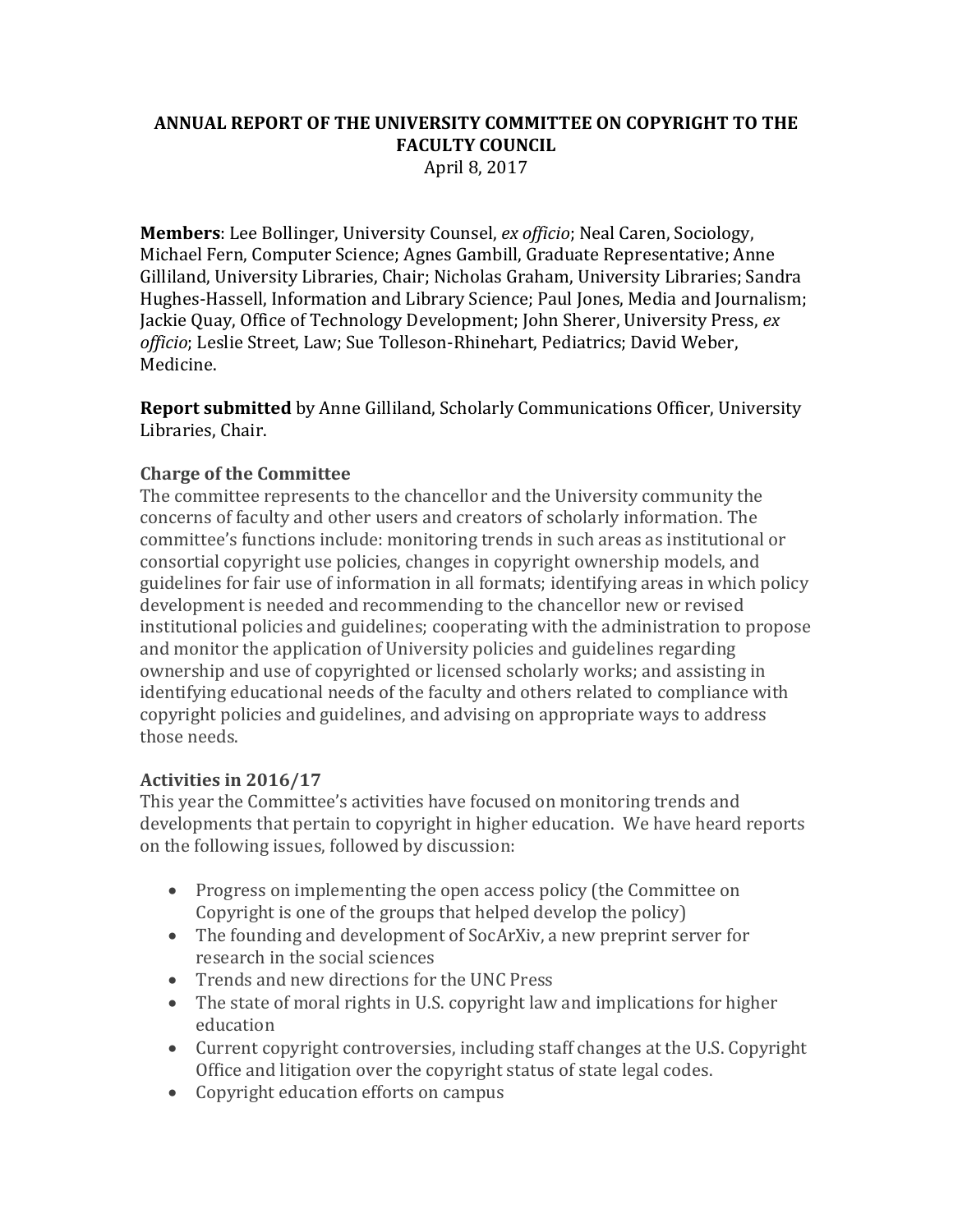# ANNUAL REPORT OF THE UNIVERSITY COMMITTEE ON COPYRIGHT TO THE FACULTY COUNCIL

April 8, 2017

**Members**: Lee Bollinger, University Counsel, *ex officio*; Neal Caren, Sociology, Michael Fern, Computer Science; Agnes Gambill, Graduate Representative; Anne Gilliland, University Libraries, Chair; Nicholas Graham, University Libraries; Sandra Hughes-Hassell, Information and Library Science; Paul Jones, Media and Journalism; Jackie Quay, Office of Technology Development; John Sherer, University Press, *ex officio*; Leslie Street, Law; Sue Tolleson-Rhinehart, Pediatrics; David Weber, Medicine.

**Report submitted** by Anne Gilliland, Scholarly Communications Officer, University Libraries, Chair.

## Charge of the Committee

The committee represents to the chancellor and the University community the concerns of faculty and other users and creators of scholarly information. The committee's functions include: monitoring trends in such areas as institutional or consortial copyright use policies, changes in copyright ownership models, and guidelines for fair use of information in all formats; identifying areas in which policy development is needed and recommending to the chancellor new or revised institutional policies and guidelines; cooperating with the administration to propose and monitor the application of University policies and guidelines regarding ownership and use of copyrighted or licensed scholarly works; and assisting in identifying educational needs of the faculty and others related to compliance with copyright policies and guidelines, and advising on appropriate ways to address those needs.

## Activities in 2016/17

This year the Committee's activities have focused on monitoring trends and developments that pertain to copyright in higher education. We have heard reports on the following issues, followed by discussion:

- Progress on implementing the open access policy (the Committee on Copyright is one of the groups that helped develop the policy)
- The founding and development of SocArXiv, a new preprint server for research in the social sciences
- Trends and new directions for the UNC Press
- The state of moral rights in U.S. copyright law and implications for higher education
- Current copyright controversies, including staff changes at the U.S. Copyright Office and litigation over the copyright status of state legal codes.
- Copyright education efforts on campus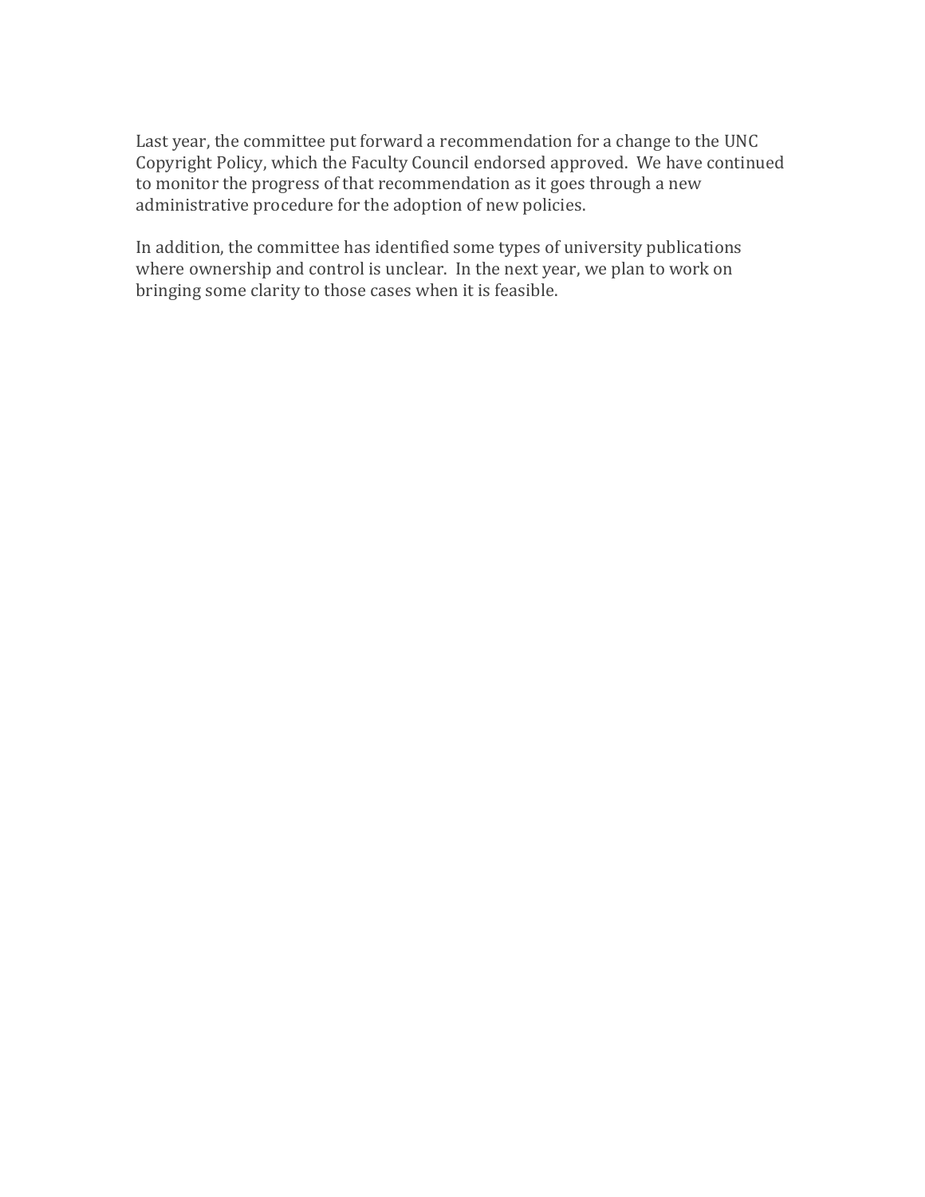Last year, the committee put forward a recommendation for a change to the UNC Copyright Policy, which the Faculty Council endorsed approved.  We have continued to monitor the progress of that recommendation as it goes through a new administrative procedure for the adoption of new policies.

In addition, the committee has identified some types of university publications where ownership and control is unclear.  In the next year, we plan to work on bringing some clarity to those cases when it is feasible.